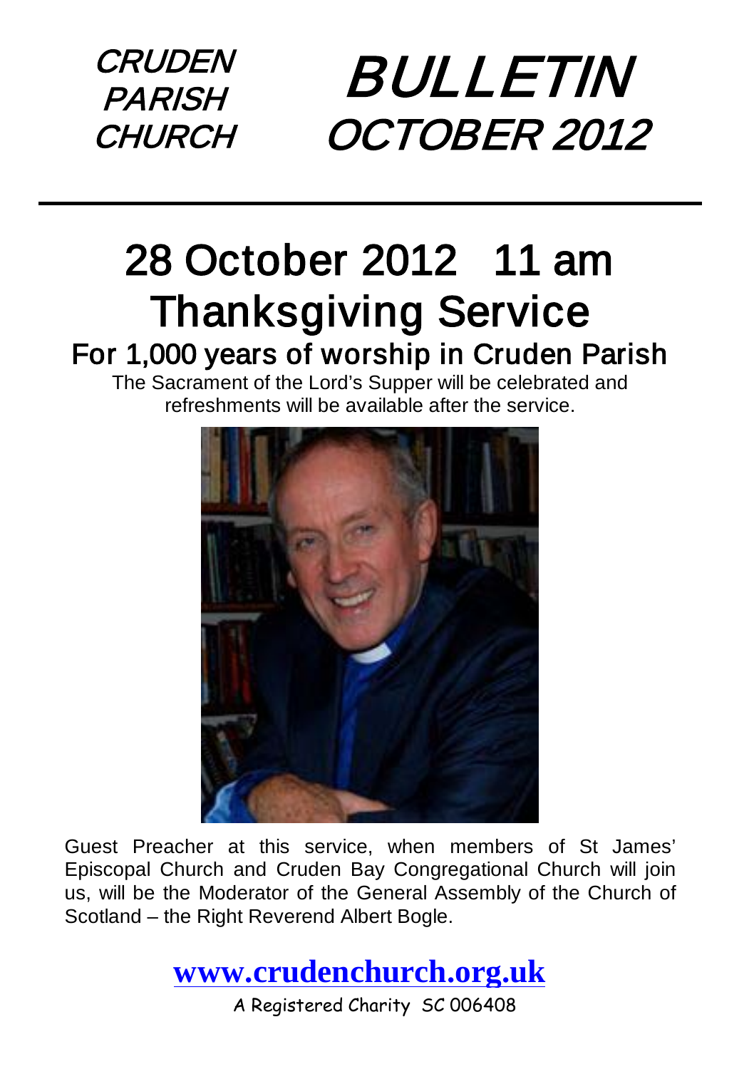**CRUDEN PARISH CHURCH**

# BULLETIN OCTOBER 2012

# 28 October 2012 11 am
# Thanksgiving Service
## For 1,000 years of worship in Cruden Parish

The Sacrament of the Lord's Supper will be celebrated and refreshments will be available after the service.

Guest Preacher at this service, when members of St James' Episcopal Church and Cruden Bay Congregational Church will join us, will be the Moderator of the General Assembly of the Church of Scotland – the Right Reverend Albert Bogle.

**www.crudenchurch.org.uk**

A Registered Charity SC 006408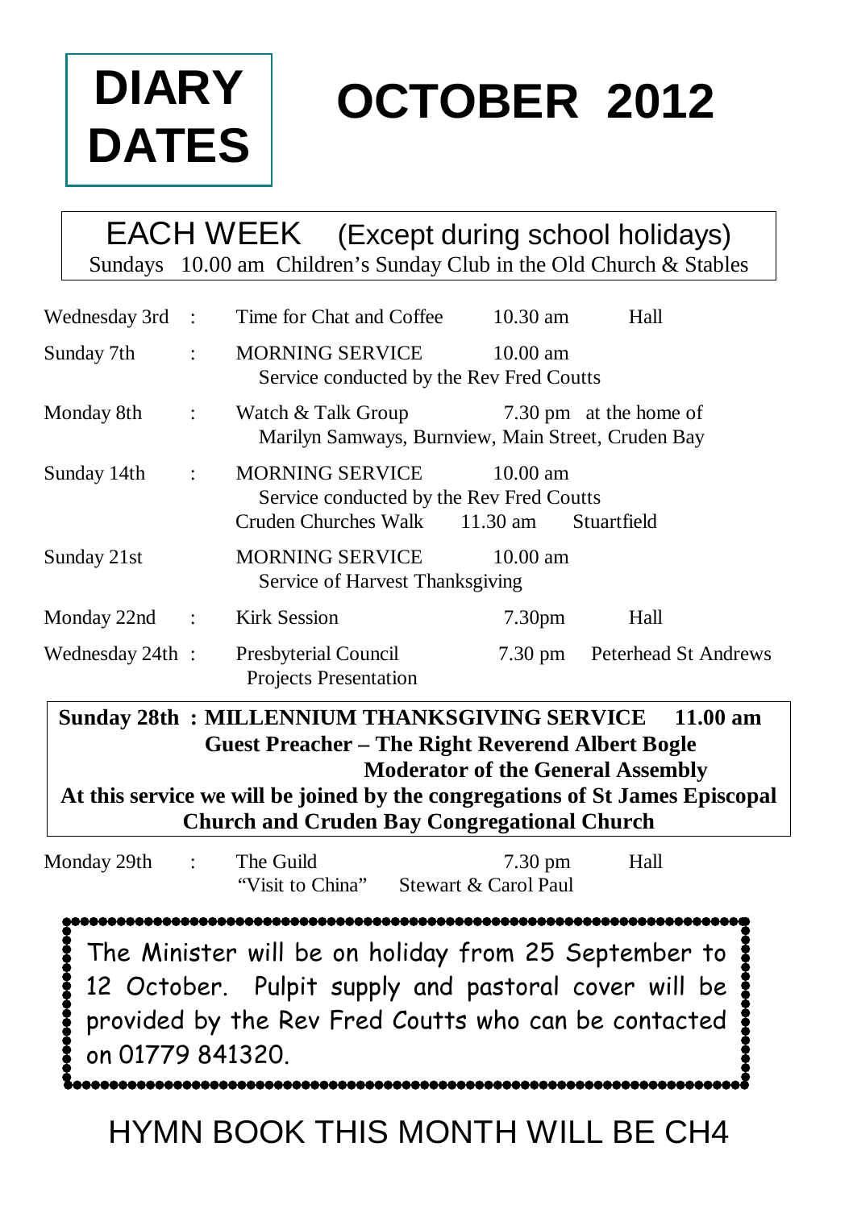# DIARY DATES

# OCTOBER 2012

**EACH WEEK (Except during school holidays)**

Sundays 10.00 am Children's Sunday Club in the Old Church & Stables

| | | | | |
|---|---|---|---|---|
| Wednesday 3rd | : | Time for Chat and Coffee | 10.30 am | Hall |
| Sunday 7th | : | MORNING SERVICE<br>Service conducted by the Rev Fred Coutts | 10.00 am | |
| Monday 8th | : | Watch & Talk Group<br>Marilyn Samways, Burnview, Main Street, Cruden Bay | 7.30 pm | at the home of |
| Sunday 14th | : | MORNING SERVICE<br>Service conducted by the Rev Fred Coutts | 10.00 am | |
| | | Cruden Churches Walk | 11.30 am | Stuartfield |
| Sunday 21st | | MORNING SERVICE<br>Service of Harvest Thanksgiving | 10.00 am | |
| Monday 22nd | : | Kirk Session | 7.30pm | Hall |
| Wednesday 24th | : | Presbyterial Council<br>Projects Presentation | 7.30 pm | Peterhead St Andrews |

**Sunday 28th : MILLENNIUM THANKSGIVING SERVICE 11.00 am**
**Guest Preacher – The Right Reverend Albert Bogle**
**Moderator of the General Assembly**
**At this service we will be joined by the congregations of St James Episcopal Church and Cruden Bay Congregational Church**

| | | | | |
|---|---|---|---|---|
| Monday 29th | : | The Guild<br>"Visit to China" | 7.30 pm<br>Stewart & Carol Paul | Hall |

The Minister will be on holiday from 25 September to 12 October. Pulpit supply and pastoral cover will be provided by the Rev Fred Coutts who can be contacted on 01779 841320.

HYMN BOOK THIS MONTH WILL BE CH4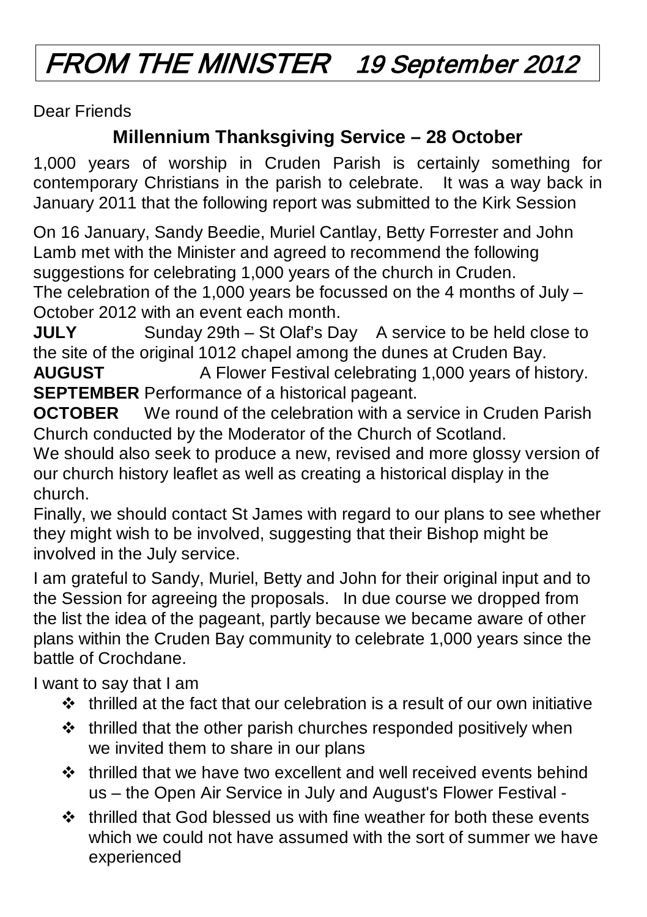# FROM THE MINISTER 19 September 2012

Dear Friends

## Millennium Thanksgiving Service – 28 October

1,000 years of worship in Cruden Parish is certainly something for contemporary Christians in the parish to celebrate. It was a way back in January 2011 that the following report was submitted to the Kirk Session

On 16 January, Sandy Beedie, Muriel Cantlay, Betty Forrester and John Lamb met with the Minister and agreed to recommend the following suggestions for celebrating 1,000 years of the church in Cruden.
The celebration of the 1,000 years be focussed on the 4 months of July – October 2012 with an event each month.

**JULY** Sunday 29th – St Olaf's Day A service to be held close to the site of the original 1012 chapel among the dunes at Cruden Bay.
**AUGUST** A Flower Festival celebrating 1,000 years of history.
**SEPTEMBER** Performance of a historical pageant.
**OCTOBER** We round of the celebration with a service in Cruden Parish Church conducted by the Moderator of the Church of Scotland.

We should also seek to produce a new, revised and more glossy version of our church history leaflet as well as creating a historical display in the church.
Finally, we should contact St James with regard to our plans to see whether they might wish to be involved, suggesting that their Bishop might be involved in the July service.

I am grateful to Sandy, Muriel, Betty and John for their original input and to the Session for agreeing the proposals. In due course we dropped from the list the idea of the pageant, partly because we became aware of other plans within the Cruden Bay community to celebrate 1,000 years since the battle of Crochdane.

I want to say that I am

- thrilled at the fact that our celebration is a result of our own initiative
- thrilled that the other parish churches responded positively when we invited them to share in our plans
- thrilled that we have two excellent and well received events behind us – the Open Air Service in July and August's Flower Festival -
- thrilled that God blessed us with fine weather for both these events which we could not have assumed with the sort of summer we have experienced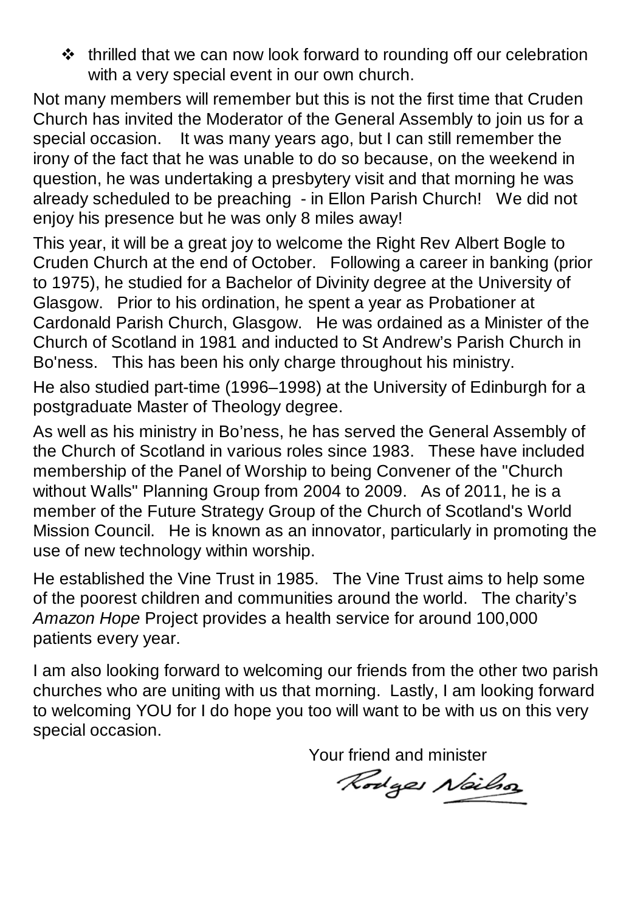- thrilled that we can now look forward to rounding off our celebration with a very special event in our own church.

Not many members will remember but this is not the first time that Cruden Church has invited the Moderator of the General Assembly to join us for a special occasion. It was many years ago, but I can still remember the irony of the fact that he was unable to do so because, on the weekend in question, he was undertaking a presbytery visit and that morning he was already scheduled to be preaching - in Ellon Parish Church! We did not enjoy his presence but he was only 8 miles away!

This year, it will be a great joy to welcome the Right Rev Albert Bogle to Cruden Church at the end of October. Following a career in banking (prior to 1975), he studied for a Bachelor of Divinity degree at the University of Glasgow. Prior to his ordination, he spent a year as Probationer at Cardonald Parish Church, Glasgow. He was ordained as a Minister of the Church of Scotland in 1981 and inducted to St Andrew's Parish Church in Bo'ness. This has been his only charge throughout his ministry.

He also studied part-time (1996–1998) at the University of Edinburgh for a postgraduate Master of Theology degree.

As well as his ministry in Bo'ness, he has served the General Assembly of the Church of Scotland in various roles since 1983. These have included membership of the Panel of Worship to being Convener of the "Church without Walls" Planning Group from 2004 to 2009. As of 2011, he is a member of the Future Strategy Group of the Church of Scotland's World Mission Council. He is known as an innovator, particularly in promoting the use of new technology within worship.

He established the Vine Trust in 1985. The Vine Trust aims to help some of the poorest children and communities around the world. The charity's *Amazon Hope* Project provides a health service for around 100,000 patients every year.

I am also looking forward to welcoming our friends from the other two parish churches who are uniting with us that morning. Lastly, I am looking forward to welcoming YOU for I do hope you too will want to be with us on this very special occasion.

Your friend and minister

Rodger Neilson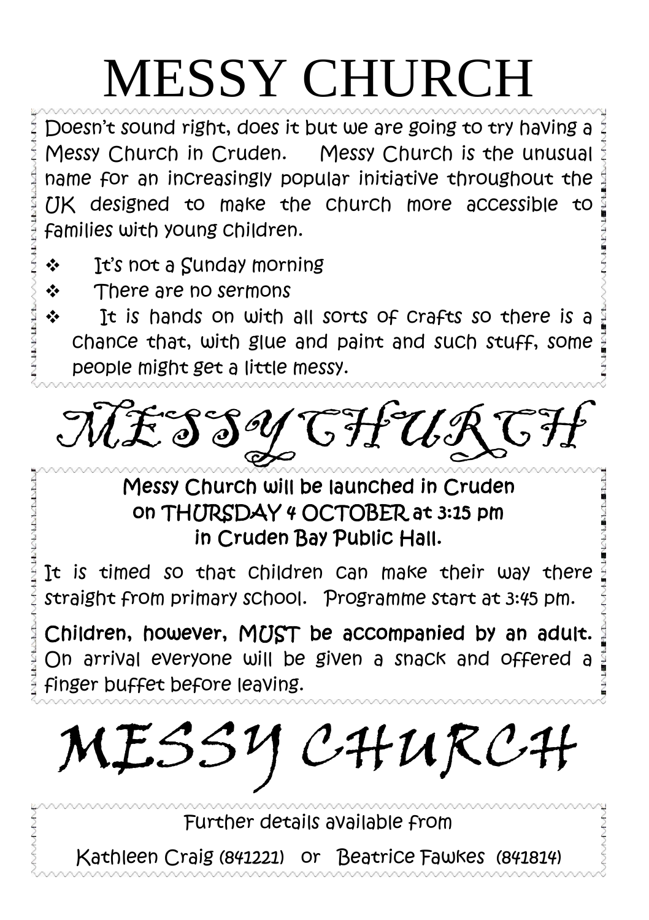# MESSY CHURCH

Doesn't sound right, does it but we are going to try having a Messy Church in Cruden. Messy Church is the unusual name for an increasingly popular initiative throughout the UK designed to make the church more accessible to families with young children.

- It's not a Sunday morning
- There are no sermons
- It is hands on with all sorts of crafts so there is a chance that, with glue and paint and such stuff, some people might get a little messy.

# MESSY CHURCH

Messy Church will be launched in Cruden
on THURSDAY 4 OCTOBER at 3:15 pm
in Cruden Bay Public Hall.

It is timed so that children can make their way there straight from primary school. Programme start at 3:45 pm.

**Children, however, MUST be accompanied by an adult.** On arrival everyone will be given a snack and offered a finger buffet before leaving.

# MESSY CHURCH

Further details available from

Kathleen Craig (841221) or Beatrice Fawkes (841814)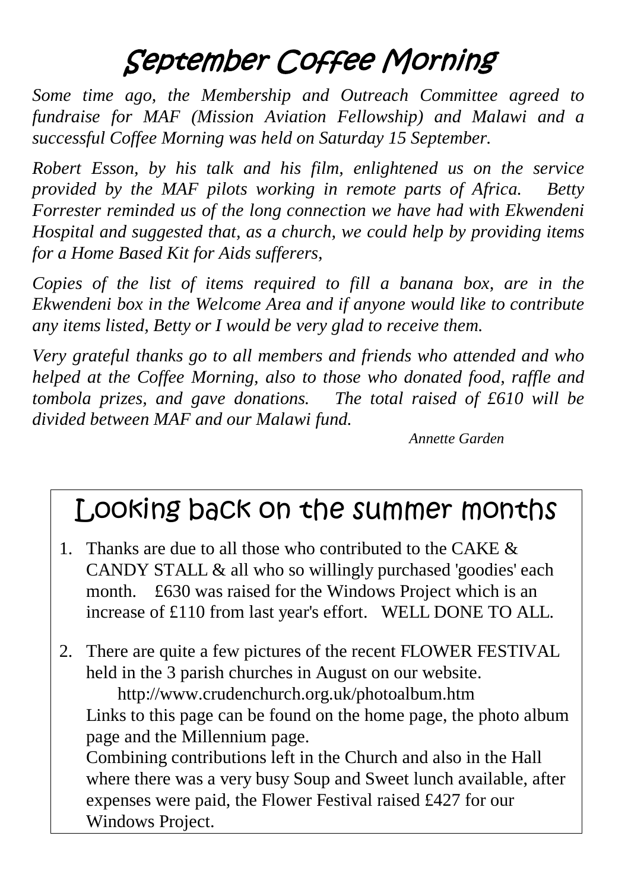# September Coffee Morning

*Some time ago, the Membership and Outreach Committee agreed to fundraise for MAF (Mission Aviation Fellowship) and Malawi and a successful Coffee Morning was held on Saturday 15 September.*

*Robert Esson, by his talk and his film, enlightened us on the service provided by the MAF pilots working in remote parts of Africa. Betty Forrester reminded us of the long connection we have had with Ekwendeni Hospital and suggested that, as a church, we could help by providing items for a Home Based Kit for Aids sufferers,*

*Copies of the list of items required to fill a banana box, are in the Ekwendeni box in the Welcome Area and if anyone would like to contribute any items listed, Betty or I would be very glad to receive them.*

*Very grateful thanks go to all members and friends who attended and who helped at the Coffee Morning, also to those who donated food, raffle and tombola prizes, and gave donations. The total raised of £610 will be divided between MAF and our Malawi fund.*

*Annette Garden*

# Looking back on the summer months

1. Thanks are due to all those who contributed to the CAKE & CANDY STALL & all who so willingly purchased 'goodies' each month. £630 was raised for the Windows Project which is an increase of £110 from last year's effort. WELL DONE TO ALL.

2. There are quite a few pictures of the recent FLOWER FESTIVAL held in the 3 parish churches in August on our website.
   http://www.crudenchurch.org.uk/photoalbum.htm
   Links to this page can be found on the home page, the photo album page and the Millennium page.
   Combining contributions left in the Church and also in the Hall where there was a very busy Soup and Sweet lunch available, after expenses were paid, the Flower Festival raised £427 for our Windows Project.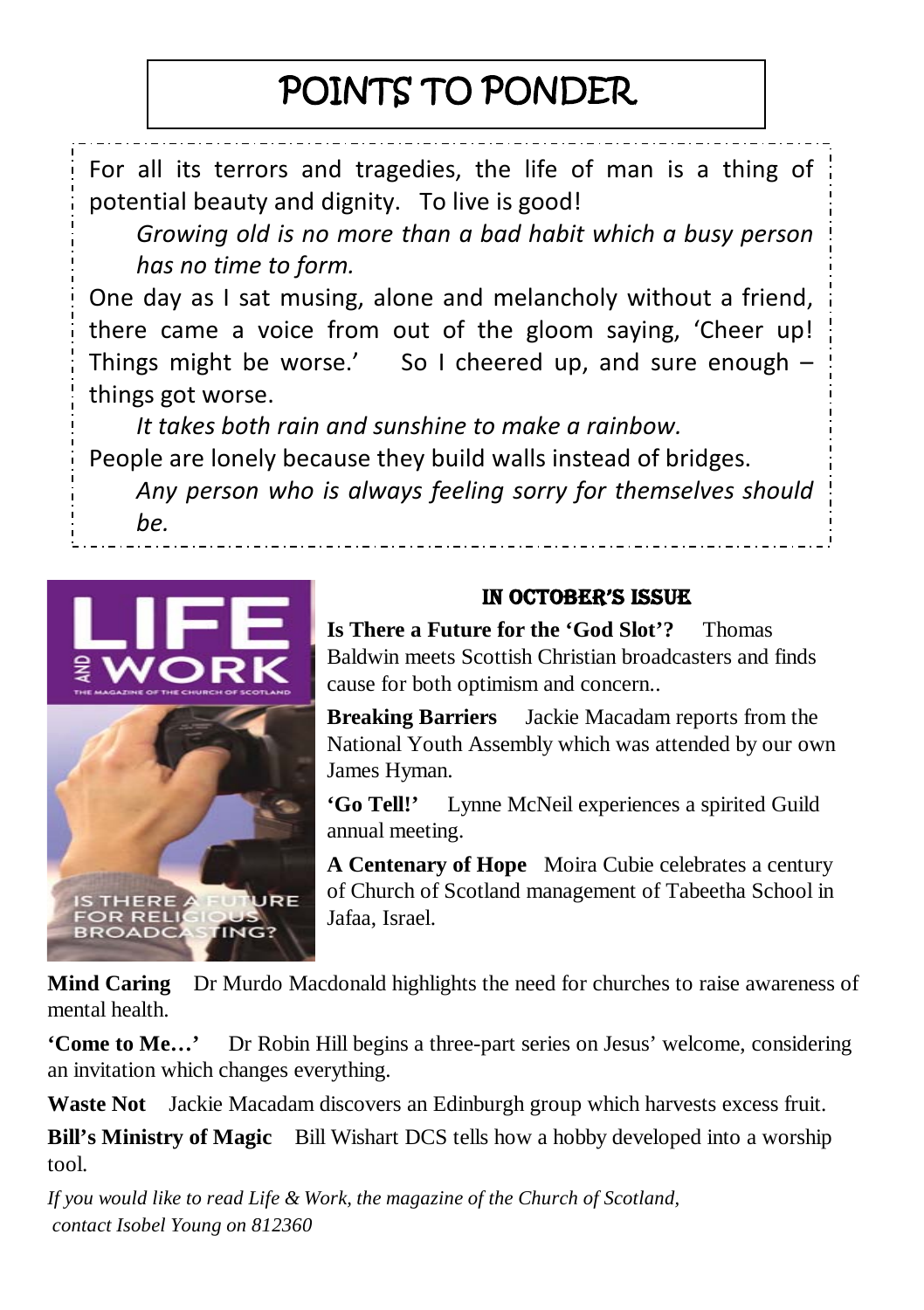# POINTS TO PONDER

For all its terrors and tragedies, the life of man is a thing of potential beauty and dignity. To live is good!

*Growing old is no more than a bad habit which a busy person has no time to form.*

One day as I sat musing, alone and melancholy without a friend, there came a voice from out of the gloom saying, 'Cheer up! Things might be worse.' So I cheered up, and sure enough – things got worse.

*It takes both rain and sunshine to make a rainbow.*

People are lonely because they build walls instead of bridges.

*Any person who is always feeling sorry for themselves should be.*

## IN OCTOBER'S ISSUE

**Is There a Future for the 'God Slot'?** Thomas Baldwin meets Scottish Christian broadcasters and finds cause for both optimism and concern..

**Breaking Barriers** Jackie Macadam reports from the National Youth Assembly which was attended by our own James Hyman.

**'Go Tell!'** Lynne McNeil experiences a spirited Guild annual meeting.

**A Centenary of Hope** Moira Cubie celebrates a century of Church of Scotland management of Tabeetha School in Jafaa, Israel.

**Mind Caring** Dr Murdo Macdonald highlights the need for churches to raise awareness of mental health.

**'Come to Me…'** Dr Robin Hill begins a three-part series on Jesus' welcome, considering an invitation which changes everything.

**Waste Not** Jackie Macadam discovers an Edinburgh group which harvests excess fruit.

**Bill's Ministry of Magic** Bill Wishart DCS tells how a hobby developed into a worship tool.

*If you would like to read Life & Work, the magazine of the Church of Scotland, contact Isobel Young on 812360*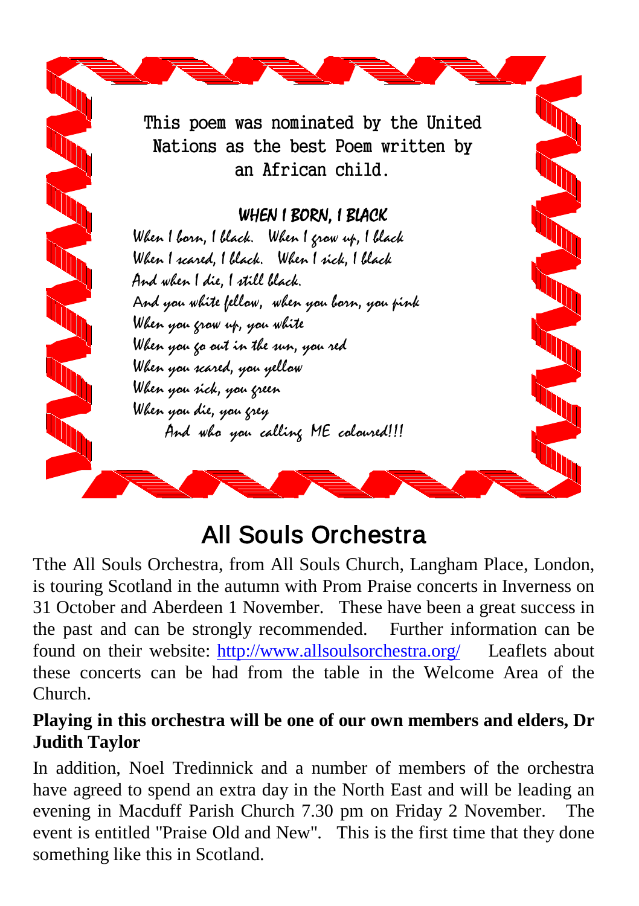This poem was nominated by the United Nations as the best Poem written by an African child.

### WHEN I BORN, I BLACK

*When I born, I black. When I grow up, I black*
*When I scared, I black. When I sick, I black*
*And when I die, I still black.*
*And you white fellow, when you born, you pink*
*When you grow up, you white*
*When you go out in the sun, you red*
*When you scared, you yellow*
*When you sick, you green*
*When you die, you grey*
*And who you calling ME coloured!!!*

## All Souls Orchestra

Tthe All Souls Orchestra, from All Souls Church, Langham Place, London, is touring Scotland in the autumn with Prom Praise concerts in Inverness on 31 October and Aberdeen 1 November. These have been a great success in the past and can be strongly recommended. Further information can be found on their website: [http://www.allsoulsorchestra.org/](http://www.allsoulsorchestra.org/) Leaflets about these concerts can be had from the table in the Welcome Area of the Church.

**Playing in this orchestra will be one of our own members and elders, Dr Judith Taylor**

In addition, Noel Tredinnick and a number of members of the orchestra have agreed to spend an extra day in the North East and will be leading an evening in Macduff Parish Church 7.30 pm on Friday 2 November. The event is entitled "Praise Old and New". This is the first time that they done something like this in Scotland.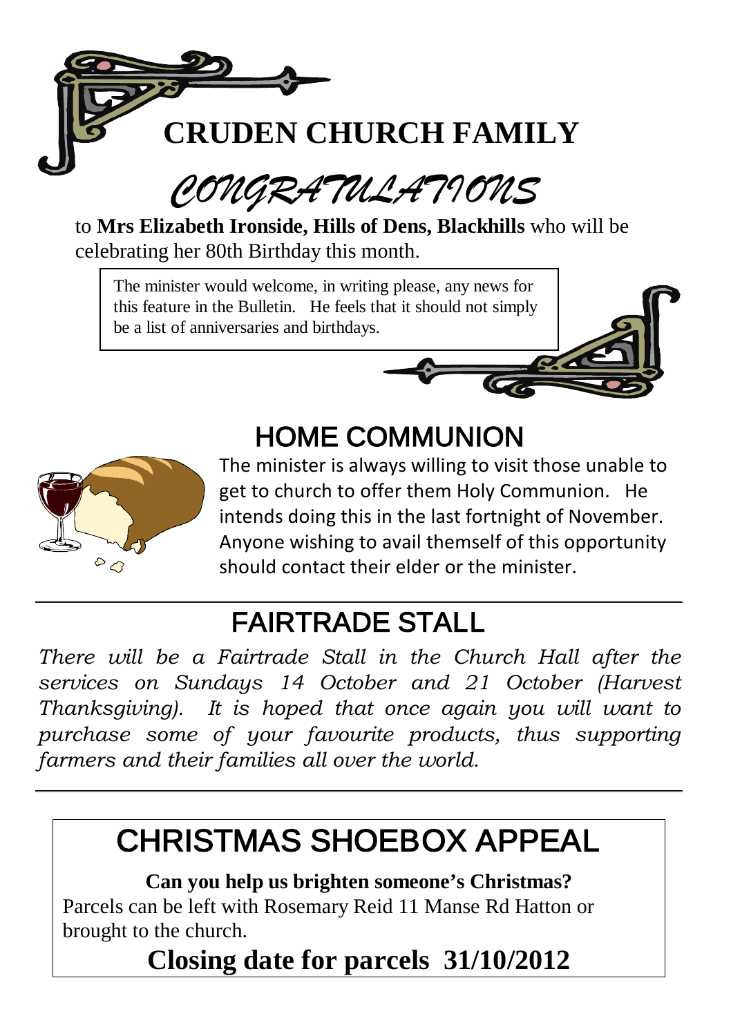# CRUDEN CHURCH FAMILY

## *CONGRATULATIONS*

to **Mrs Elizabeth Ironside, Hills of Dens, Blackhills** who will be celebrating her 80th Birthday this month.

The minister would welcome, in writing please, any news for this feature in the Bulletin. He feels that it should not simply be a list of anniversaries and birthdays.

## HOME COMMUNION

The minister is always willing to visit those unable to get to church to offer them Holy Communion. He intends doing this in the last fortnight of November. Anyone wishing to avail themself of this opportunity should contact their elder or the minister.

## FAIRTRADE STALL

*There will be a Fairtrade Stall in the Church Hall after the services on Sundays 14 October and 21 October (Harvest Thanksgiving). It is hoped that once again you will want to purchase some of your favourite products, thus supporting farmers and their families all over the world.*

## CHRISTMAS SHOEBOX APPEAL

**Can you help us brighten someone's Christmas?**

Parcels can be left with Rosemary Reid 11 Manse Rd Hatton or brought to the church.

**Closing date for parcels 31/10/2012**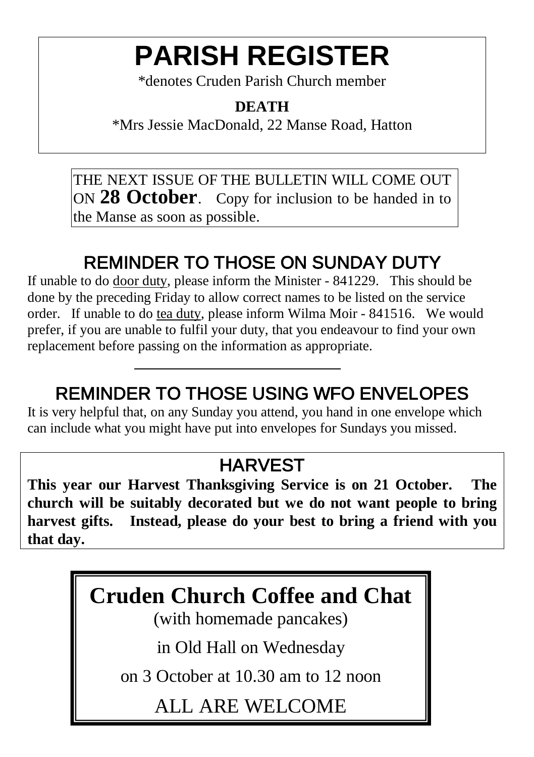# PARISH REGISTER

*denotes Cruden Parish Church member

**DEATH**

*Mrs Jessie MacDonald, 22 Manse Road, Hatton

THE NEXT ISSUE OF THE BULLETIN WILL COME OUT ON **28 October**. Copy for inclusion to be handed in to the Manse as soon as possible.

## REMINDER TO THOSE ON SUNDAY DUTY

If unable to do door duty, please inform the Minister - 841229. This should be done by the preceding Friday to allow correct names to be listed on the service order. If unable to do tea duty, please inform Wilma Moir - 841516. We would prefer, if you are unable to fulfil your duty, that you endeavour to find your own replacement before passing on the information as appropriate.

---

## REMINDER TO THOSE USING WFO ENVELOPES

It is very helpful that, on any Sunday you attend, you hand in one envelope which can include what you might have put into envelopes for Sundays you missed.

## HARVEST

**This year our Harvest Thanksgiving Service is on 21 October. The church will be suitably decorated but we do not want people to bring harvest gifts. Instead, please do your best to bring a friend with you that day.**

## Cruden Church Coffee and Chat

(with homemade pancakes)

in Old Hall on Wednesday

on 3 October at 10.30 am to 12 noon

ALL ARE WELCOME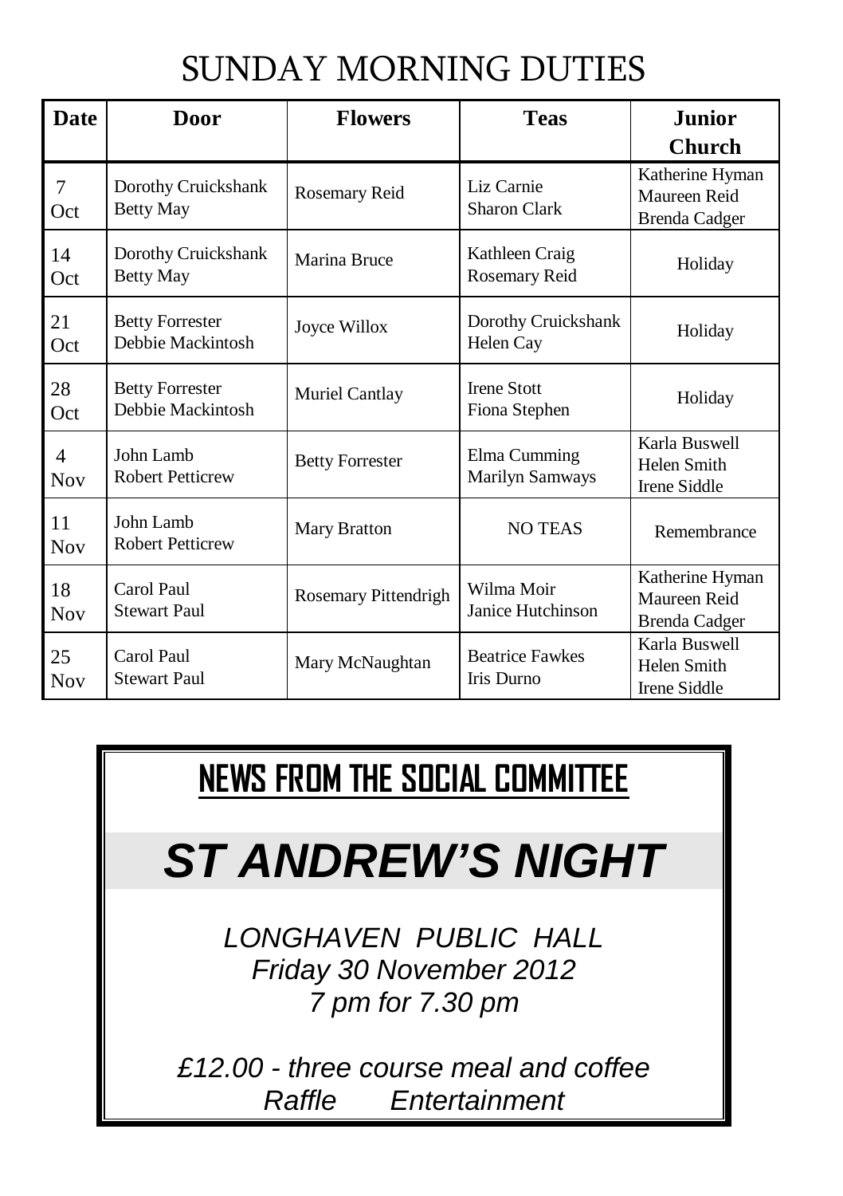# SUNDAY MORNING DUTIES

| Date | Door | Flowers | Teas | Junior Church |
|---|---|---|---|---|
| 7 Oct | Dorothy Cruickshank<br>Betty May | Rosemary Reid | Liz Carnie<br>Sharon Clark | Katherine Hyman<br>Maureen Reid<br>Brenda Cadger |
| 14 Oct | Dorothy Cruickshank<br>Betty May | Marina Bruce | Kathleen Craig<br>Rosemary Reid | Holiday |
| 21 Oct | Betty Forrester<br>Debbie Mackintosh | Joyce Willox | Dorothy Cruickshank<br>Helen Cay | Holiday |
| 28 Oct | Betty Forrester<br>Debbie Mackintosh | Muriel Cantlay | Irene Stott<br>Fiona Stephen | Holiday |
| 4 Nov | John Lamb<br>Robert Petticrew | Betty Forrester | Elma Cumming<br>Marilyn Samways | Karla Buswell<br>Helen Smith<br>Irene Siddle |
| 11 Nov | John Lamb<br>Robert Petticrew | Mary Bratton | NO TEAS | Remembrance |
| 18 Nov | Carol Paul<br>Stewart Paul | Rosemary Pittendrigh | Wilma Moir<br>Janice Hutchinson | Katherine Hyman<br>Maureen Reid<br>Brenda Cadger |
| 25 Nov | Carol Paul<br>Stewart Paul | Mary McNaughtan | Beatrice Fawkes<br>Iris Durno | Karla Buswell<br>Helen Smith<br>Irene Siddle |

## NEWS FROM THE SOCIAL COMMITTEE

# *ST ANDREW'S NIGHT*

*LONGHAVEN PUBLIC HALL*
*Friday 30 November 2012*
*7 pm for 7.30 pm*

*£12.00 - three course meal and coffee*
*Raffle Entertainment*